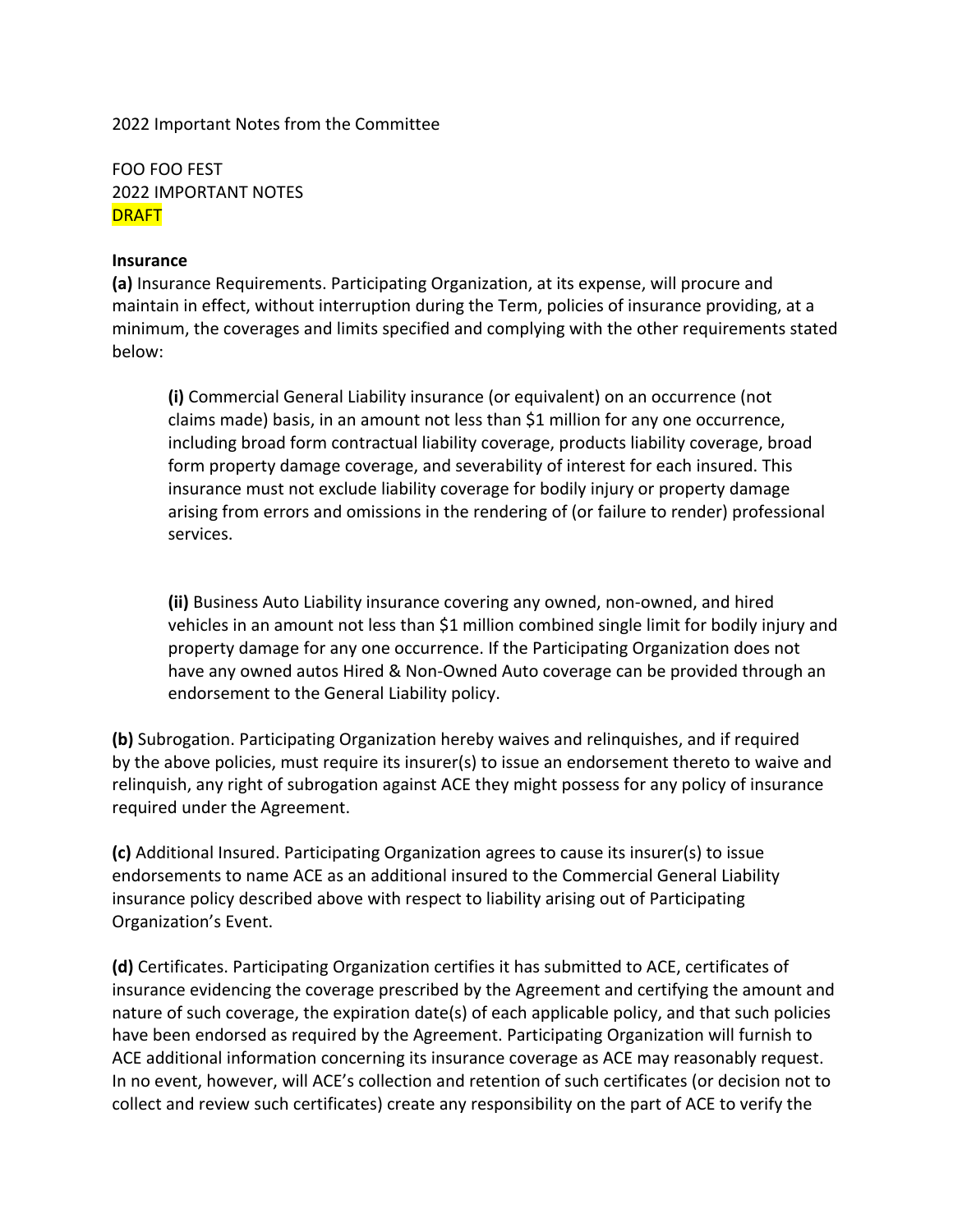2022 Important Notes from the Committee

FOO FOO FEST
2022 IMPORTANT NOTES
DRAFT

**Insurance**

**(a)** Insurance Requirements. Participating Organization, at its expense, will procure and maintain in effect, without interruption during the Term, policies of insurance providing, at a minimum, the coverages and limits specified and complying with the other requirements stated below:

> **(i)** Commercial General Liability insurance (or equivalent) on an occurrence (not claims made) basis, in an amount not less than $1 million for any one occurrence, including broad form contractual liability coverage, products liability coverage, broad form property damage coverage, and severability of interest for each insured. This insurance must not exclude liability coverage for bodily injury or property damage arising from errors and omissions in the rendering of (or failure to render) professional services.
>
> **(ii)** Business Auto Liability insurance covering any owned, non-owned, and hired vehicles in an amount not less than $1 million combined single limit for bodily injury and property damage for any one occurrence. If the Participating Organization does not have any owned autos Hired & Non-Owned Auto coverage can be provided through an endorsement to the General Liability policy.

**(b)** Subrogation. Participating Organization hereby waives and relinquishes, and if required by the above policies, must require its insurer(s) to issue an endorsement thereto to waive and relinquish, any right of subrogation against ACE they might possess for any policy of insurance required under the Agreement.

**(c)** Additional Insured. Participating Organization agrees to cause its insurer(s) to issue endorsements to name ACE as an additional insured to the Commercial General Liability insurance policy described above with respect to liability arising out of Participating Organization's Event.

**(d)** Certificates. Participating Organization certifies it has submitted to ACE, certificates of insurance evidencing the coverage prescribed by the Agreement and certifying the amount and nature of such coverage, the expiration date(s) of each applicable policy, and that such policies have been endorsed as required by the Agreement. Participating Organization will furnish to ACE additional information concerning its insurance coverage as ACE may reasonably request. In no event, however, will ACE's collection and retention of such certificates (or decision not to collect and review such certificates) create any responsibility on the part of ACE to verify the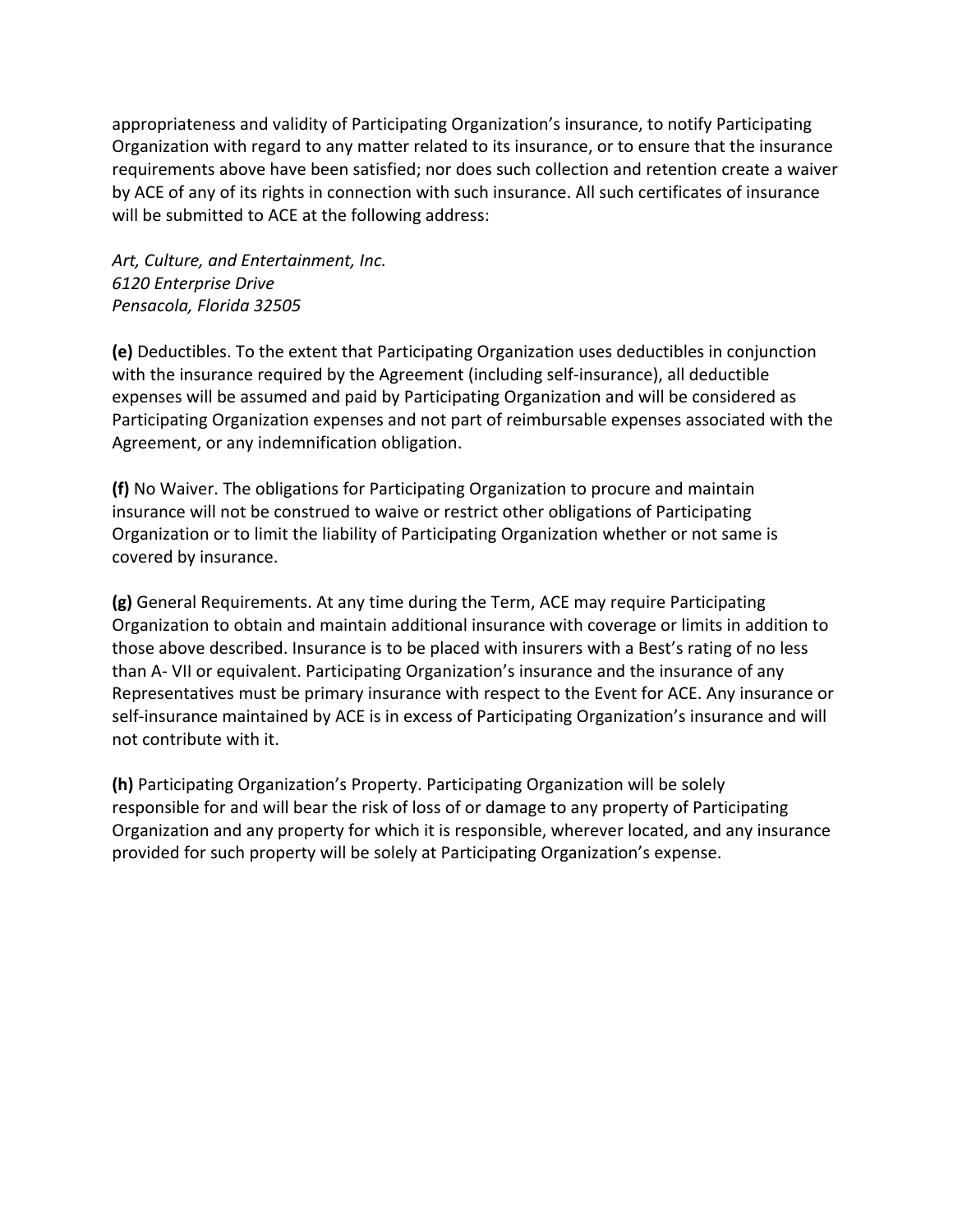appropriateness and validity of Participating Organization's insurance, to notify Participating Organization with regard to any matter related to its insurance, or to ensure that the insurance requirements above have been satisfied; nor does such collection and retention create a waiver by ACE of any of its rights in connection with such insurance. All such certificates of insurance will be submitted to ACE at the following address:

*Art, Culture, and Entertainment, Inc.*
*6120 Enterprise Drive*
*Pensacola, Florida 32505*

**(e)** Deductibles. To the extent that Participating Organization uses deductibles in conjunction with the insurance required by the Agreement (including self-insurance), all deductible expenses will be assumed and paid by Participating Organization and will be considered as Participating Organization expenses and not part of reimbursable expenses associated with the Agreement, or any indemnification obligation.

**(f)** No Waiver. The obligations for Participating Organization to procure and maintain insurance will not be construed to waive or restrict other obligations of Participating Organization or to limit the liability of Participating Organization whether or not same is covered by insurance.

**(g)** General Requirements. At any time during the Term, ACE may require Participating Organization to obtain and maintain additional insurance with coverage or limits in addition to those above described. Insurance is to be placed with insurers with a Best's rating of no less than A- VII or equivalent. Participating Organization's insurance and the insurance of any Representatives must be primary insurance with respect to the Event for ACE. Any insurance or self-insurance maintained by ACE is in excess of Participating Organization's insurance and will not contribute with it.

**(h)** Participating Organization's Property. Participating Organization will be solely responsible for and will bear the risk of loss of or damage to any property of Participating Organization and any property for which it is responsible, wherever located, and any insurance provided for such property will be solely at Participating Organization's expense.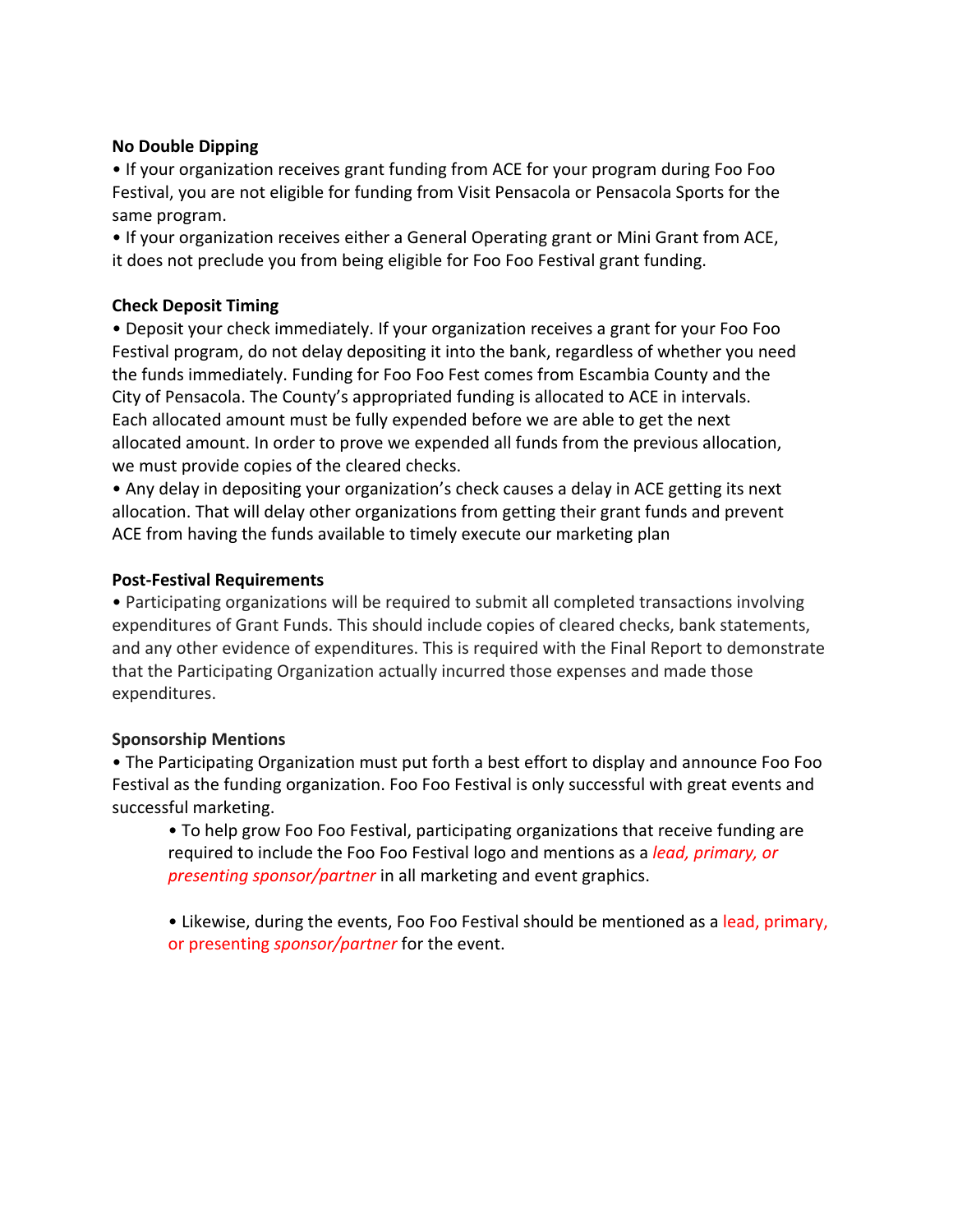**No Double Dipping**

- If your organization receives grant funding from ACE for your program during Foo Foo Festival, you are not eligible for funding from Visit Pensacola or Pensacola Sports for the same program.
- If your organization receives either a General Operating grant or Mini Grant from ACE, it does not preclude you from being eligible for Foo Foo Festival grant funding.

**Check Deposit Timing**

- Deposit your check immediately. If your organization receives a grant for your Foo Foo Festival program, do not delay depositing it into the bank, regardless of whether you need the funds immediately. Funding for Foo Foo Fest comes from Escambia County and the City of Pensacola. The County's appropriated funding is allocated to ACE in intervals. Each allocated amount must be fully expended before we are able to get the next allocated amount. In order to prove we expended all funds from the previous allocation, we must provide copies of the cleared checks.
- Any delay in depositing your organization's check causes a delay in ACE getting its next allocation. That will delay other organizations from getting their grant funds and prevent ACE from having the funds available to timely execute our marketing plan

**Post-Festival Requirements**

- Participating organizations will be required to submit all completed transactions involving expenditures of Grant Funds. This should include copies of cleared checks, bank statements, and any other evidence of expenditures. This is required with the Final Report to demonstrate that the Participating Organization actually incurred those expenses and made those expenditures.

**Sponsorship Mentions**

- The Participating Organization must put forth a best effort to display and announce Foo Foo Festival as the funding organization. Foo Foo Festival is only successful with great events and successful marketing.
  - To help grow Foo Foo Festival, participating organizations that receive funding are required to include the Foo Foo Festival logo and mentions as a *lead, primary, or presenting sponsor/partner* in all marketing and event graphics.
  - Likewise, during the events, Foo Foo Festival should be mentioned as a lead, primary, or presenting *sponsor/partner* for the event.